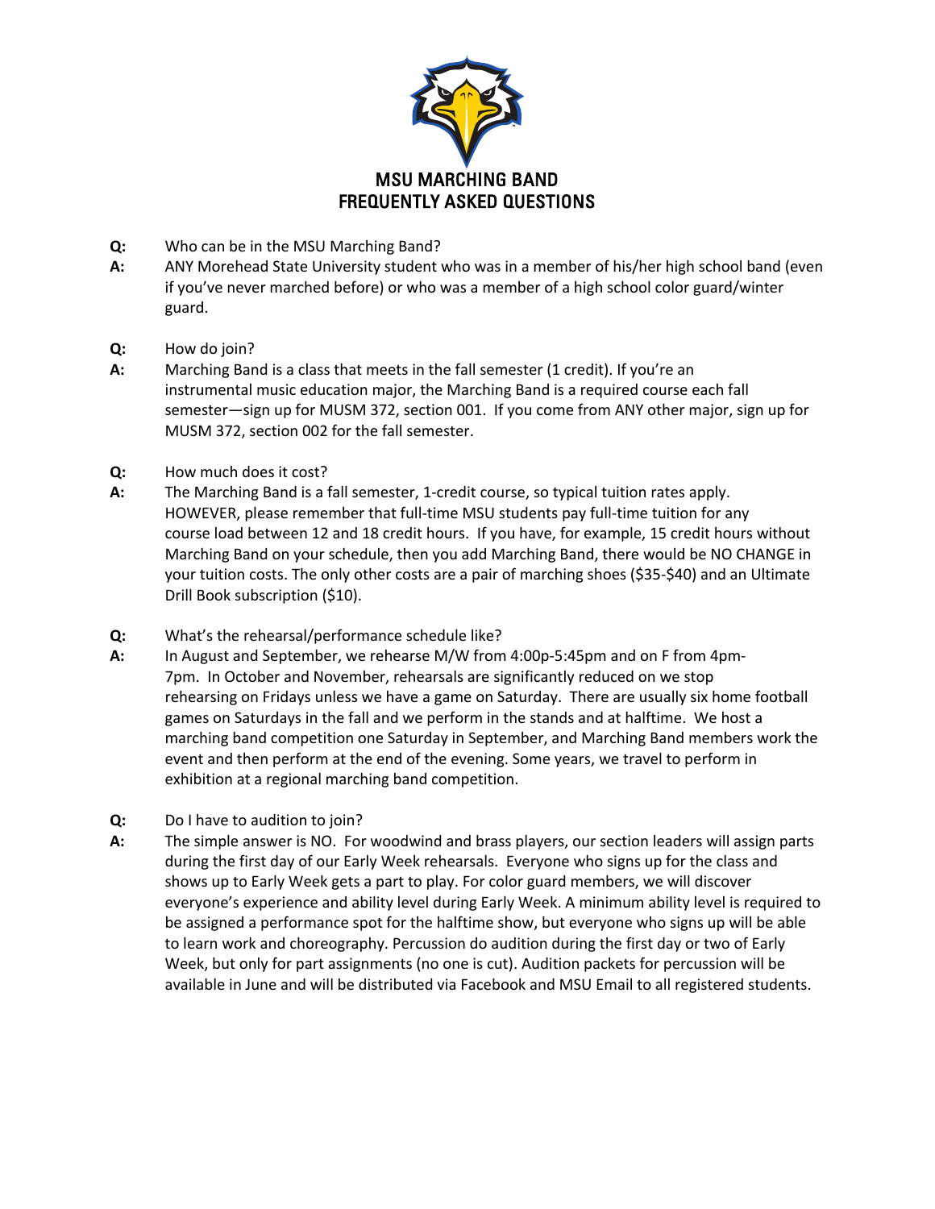# MSU MARCHING BAND FREQUENTLY ASKED QUESTIONS

**Q:** Who can be in the MSU Marching Band?

**A:** ANY Morehead State University student who was in a member of his/her high school band (even if you've never marched before) or who was a member of a high school color guard/winter guard.

**Q:** How do join?

**A:** Marching Band is a class that meets in the fall semester (1 credit). If you're an instrumental music education major, the Marching Band is a required course each fall semester—sign up for MUSM 372, section 001. If you come from ANY other major, sign up for MUSM 372, section 002 for the fall semester.

**Q:** How much does it cost?

**A:** The Marching Band is a fall semester, 1-credit course, so typical tuition rates apply. HOWEVER, please remember that full-time MSU students pay full-time tuition for any course load between 12 and 18 credit hours. If you have, for example, 15 credit hours without Marching Band on your schedule, then you add Marching Band, there would be NO CHANGE in your tuition costs. The only other costs are a pair of marching shoes ($35-$40) and an Ultimate Drill Book subscription ($10).

**Q:** What's the rehearsal/performance schedule like?

**A:** In August and September, we rehearse M/W from 4:00p-5:45pm and on F from 4pm-7pm. In October and November, rehearsals are significantly reduced on we stop rehearsing on Fridays unless we have a game on Saturday. There are usually six home football games on Saturdays in the fall and we perform in the stands and at halftime. We host a marching band competition one Saturday in September, and Marching Band members work the event and then perform at the end of the evening. Some years, we travel to perform in exhibition at a regional marching band competition.

**Q:** Do I have to audition to join?

**A:** The simple answer is NO. For woodwind and brass players, our section leaders will assign parts during the first day of our Early Week rehearsals. Everyone who signs up for the class and shows up to Early Week gets a part to play. For color guard members, we will discover everyone's experience and ability level during Early Week. A minimum ability level is required to be assigned a performance spot for the halftime show, but everyone who signs up will be able to learn work and choreography. Percussion do audition during the first day or two of Early Week, but only for part assignments (no one is cut). Audition packets for percussion will be available in June and will be distributed via Facebook and MSU Email to all registered students.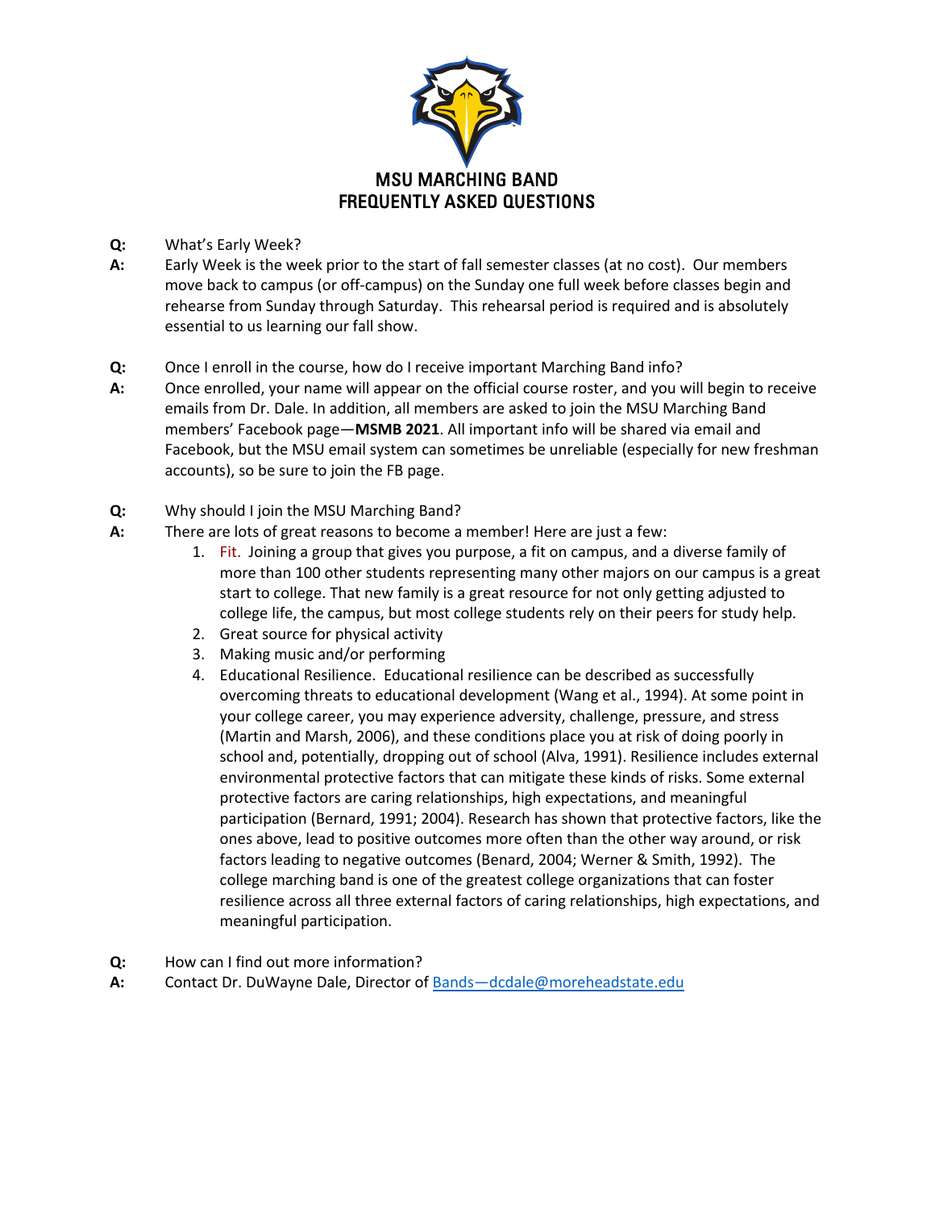# MSU MARCHING BAND
# FREQUENTLY ASKED QUESTIONS

**Q:** What's Early Week?

**A:** Early Week is the week prior to the start of fall semester classes (at no cost). Our members move back to campus (or off-campus) on the Sunday one full week before classes begin and rehearse from Sunday through Saturday. This rehearsal period is required and is absolutely essential to us learning our fall show.

**Q:** Once I enroll in the course, how do I receive important Marching Band info?

**A:** Once enrolled, your name will appear on the official course roster, and you will begin to receive emails from Dr. Dale. In addition, all members are asked to join the MSU Marching Band members' Facebook page—**MSMB 2021**. All important info will be shared via email and Facebook, but the MSU email system can sometimes be unreliable (especially for new freshman accounts), so be sure to join the FB page.

**Q:** Why should I join the MSU Marching Band?

**A:** There are lots of great reasons to become a member! Here are just a few:

1. Fit. Joining a group that gives you purpose, a fit on campus, and a diverse family of more than 100 other students representing many other majors on our campus is a great start to college. That new family is a great resource for not only getting adjusted to college life, the campus, but most college students rely on their peers for study help.
2. Great source for physical activity
3. Making music and/or performing
4. Educational Resilience. Educational resilience can be described as successfully overcoming threats to educational development (Wang et al., 1994). At some point in your college career, you may experience adversity, challenge, pressure, and stress (Martin and Marsh, 2006), and these conditions place you at risk of doing poorly in school and, potentially, dropping out of school (Alva, 1991). Resilience includes external environmental protective factors that can mitigate these kinds of risks. Some external protective factors are caring relationships, high expectations, and meaningful participation (Bernard, 1991; 2004). Research has shown that protective factors, like the ones above, lead to positive outcomes more often than the other way around, or risk factors leading to negative outcomes (Benard, 2004; Werner & Smith, 1992). The college marching band is one of the greatest college organizations that can foster resilience across all three external factors of caring relationships, high expectations, and meaningful participation.

**Q:** How can I find out more information?

**A:** Contact Dr. DuWayne Dale, Director of Bands—dcdale@moreheadstate.edu